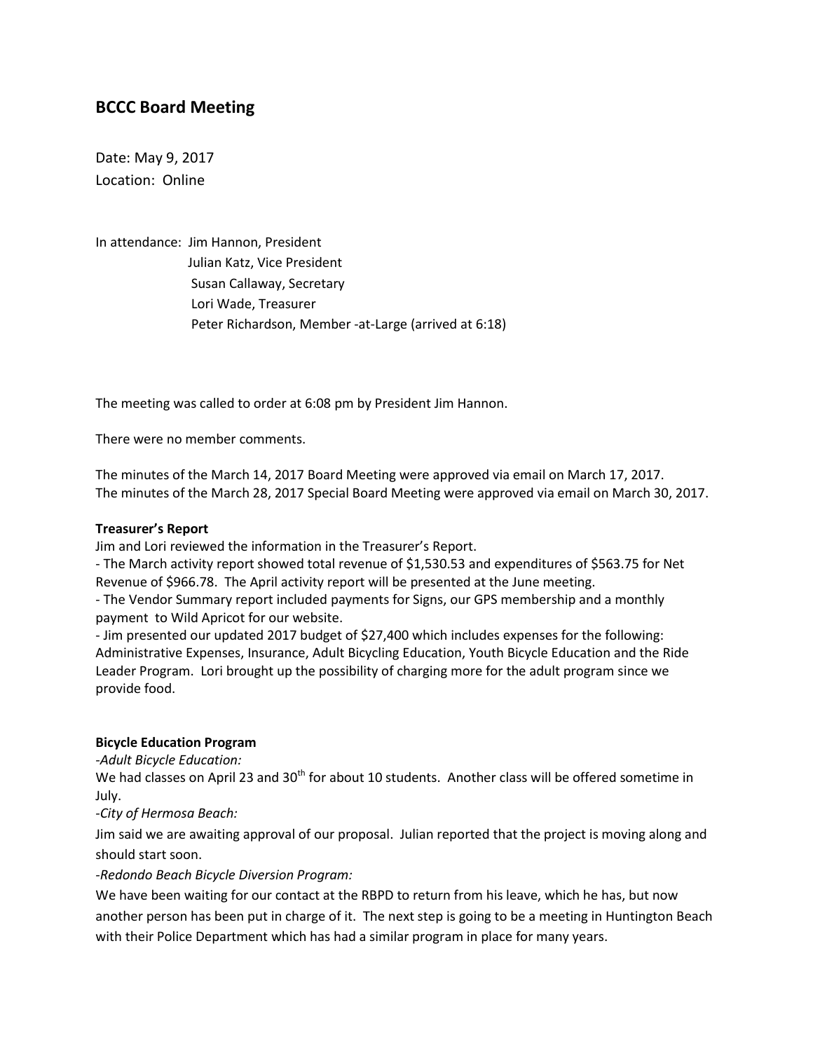# BCCC Board Meeting

Date: May 9, 2017
Location: Online

In attendance: Jim Hannon, President
Julian Katz, Vice President
Susan Callaway, Secretary
Lori Wade, Treasurer
Peter Richardson, Member -at-Large (arrived at 6:18)

The meeting was called to order at 6:08 pm by President Jim Hannon.

There were no member comments.

The minutes of the March 14, 2017 Board Meeting were approved via email on March 17, 2017.
The minutes of the March 28, 2017 Special Board Meeting were approved via email on March 30, 2017.

**Treasurer's Report**

Jim and Lori reviewed the information in the Treasurer's Report.

- The March activity report showed total revenue of $1,530.53 and expenditures of $563.75 for Net Revenue of $966.78. The April activity report will be presented at the June meeting.
- The Vendor Summary report included payments for Signs, our GPS membership and a monthly payment to Wild Apricot for our website.
- Jim presented our updated 2017 budget of $27,400 which includes expenses for the following: Administrative Expenses, Insurance, Adult Bicycling Education, Youth Bicycle Education and the Ride Leader Program. Lori brought up the possibility of charging more for the adult program since we provide food.

**Bicycle Education Program**

*-Adult Bicycle Education:*

We had classes on April 23 and 30th for about 10 students. Another class will be offered sometime in July.

*-City of Hermosa Beach:*

Jim said we are awaiting approval of our proposal. Julian reported that the project is moving along and should start soon.

*-Redondo Beach Bicycle Diversion Program:*

We have been waiting for our contact at the RBPD to return from his leave, which he has, but now another person has been put in charge of it. The next step is going to be a meeting in Huntington Beach with their Police Department which has had a similar program in place for many years.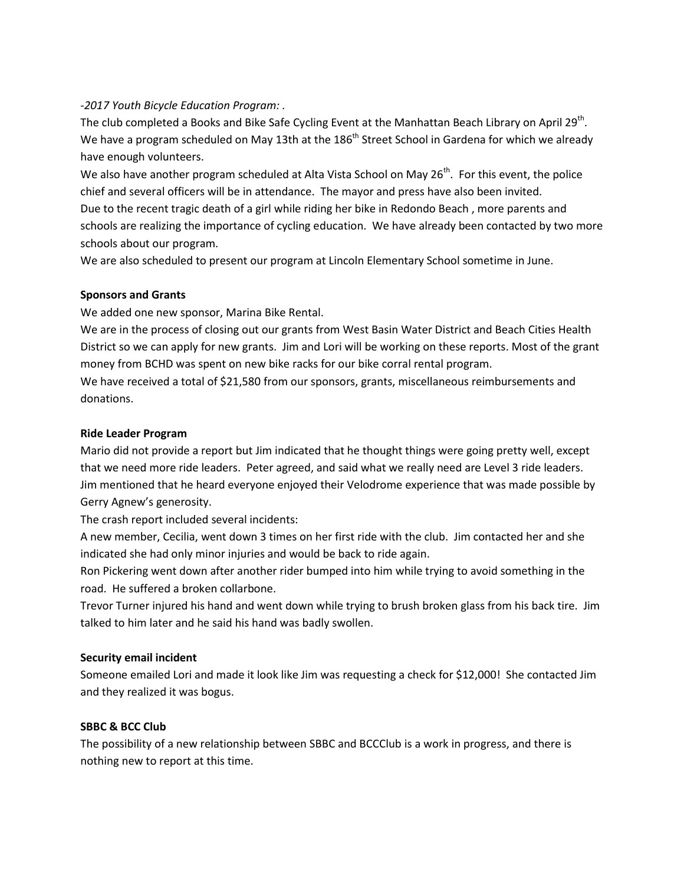*-2017 Youth Bicycle Education Program: .*

The club completed a Books and Bike Safe Cycling Event at the Manhattan Beach Library on April 29th.

We have a program scheduled on May 13th at the 186th Street School in Gardena for which we already have enough volunteers.

We also have another program scheduled at Alta Vista School on May 26th. For this event, the police chief and several officers will be in attendance. The mayor and press have also been invited.

Due to the recent tragic death of a girl while riding her bike in Redondo Beach , more parents and schools are realizing the importance of cycling education. We have already been contacted by two more schools about our program.

We are also scheduled to present our program at Lincoln Elementary School sometime in June.

**Sponsors and Grants**

We added one new sponsor, Marina Bike Rental.

We are in the process of closing out our grants from West Basin Water District and Beach Cities Health District so we can apply for new grants. Jim and Lori will be working on these reports. Most of the grant money from BCHD was spent on new bike racks for our bike corral rental program.

We have received a total of $21,580 from our sponsors, grants, miscellaneous reimbursements and donations.

**Ride Leader Program**

Mario did not provide a report but Jim indicated that he thought things were going pretty well, except that we need more ride leaders. Peter agreed, and said what we really need are Level 3 ride leaders.

Jim mentioned that he heard everyone enjoyed their Velodrome experience that was made possible by Gerry Agnew's generosity.

The crash report included several incidents:

A new member, Cecilia, went down 3 times on her first ride with the club. Jim contacted her and she indicated she had only minor injuries and would be back to ride again.

Ron Pickering went down after another rider bumped into him while trying to avoid something in the road. He suffered a broken collarbone.

Trevor Turner injured his hand and went down while trying to brush broken glass from his back tire. Jim talked to him later and he said his hand was badly swollen.

**Security email incident**

Someone emailed Lori and made it look like Jim was requesting a check for $12,000! She contacted Jim and they realized it was bogus.

**SBBC & BCC Club**

The possibility of a new relationship between SBBC and BCCClub is a work in progress, and there is nothing new to report at this time.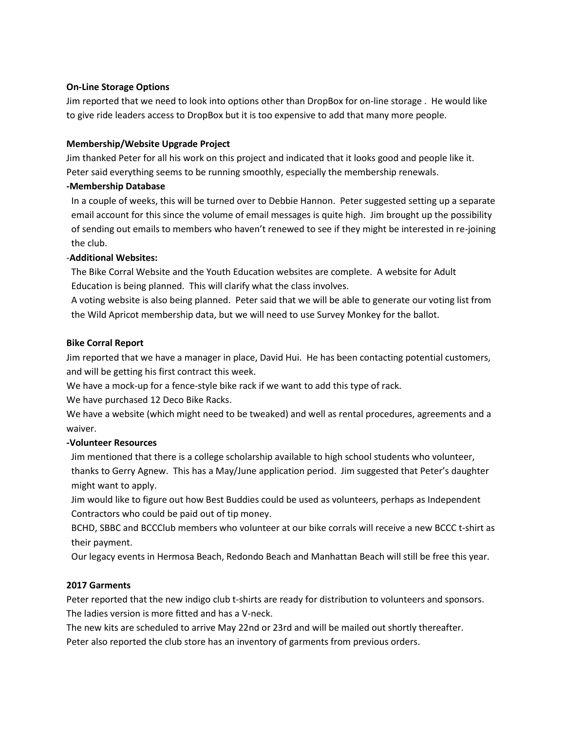**On-Line Storage Options**

Jim reported that we need to look into options other than DropBox for on-line storage . He would like to give ride leaders access to DropBox but it is too expensive to add that many more people.

**Membership/Website Upgrade Project**

Jim thanked Peter for all his work on this project and indicated that it looks good and people like it. Peter said everything seems to be running smoothly, especially the membership renewals.

**-Membership Database**

In a couple of weeks, this will be turned over to Debbie Hannon. Peter suggested setting up a separate email account for this since the volume of email messages is quite high. Jim brought up the possibility of sending out emails to members who haven't renewed to see if they might be interested in re-joining the club.

-**Additional Websites:**

The Bike Corral Website and the Youth Education websites are complete. A website for Adult Education is being planned. This will clarify what the class involves.

A voting website is also being planned. Peter said that we will be able to generate our voting list from the Wild Apricot membership data, but we will need to use Survey Monkey for the ballot.

**Bike Corral Report**

Jim reported that we have a manager in place, David Hui. He has been contacting potential customers, and will be getting his first contract this week.

We have a mock-up for a fence-style bike rack if we want to add this type of rack.

We have purchased 12 Deco Bike Racks.

We have a website (which might need to be tweaked) and well as rental procedures, agreements and a waiver.

**-Volunteer Resources**

Jim mentioned that there is a college scholarship available to high school students who volunteer, thanks to Gerry Agnew. This has a May/June application period. Jim suggested that Peter's daughter might want to apply.

Jim would like to figure out how Best Buddies could be used as volunteers, perhaps as Independent Contractors who could be paid out of tip money.

BCHD, SBBC and BCCClub members who volunteer at our bike corrals will receive a new BCCC t-shirt as their payment.

Our legacy events in Hermosa Beach, Redondo Beach and Manhattan Beach will still be free this year.

**2017 Garments**

Peter reported that the new indigo club t-shirts are ready for distribution to volunteers and sponsors. The ladies version is more fitted and has a V-neck.

The new kits are scheduled to arrive May 22nd or 23rd and will be mailed out shortly thereafter.

Peter also reported the club store has an inventory of garments from previous orders.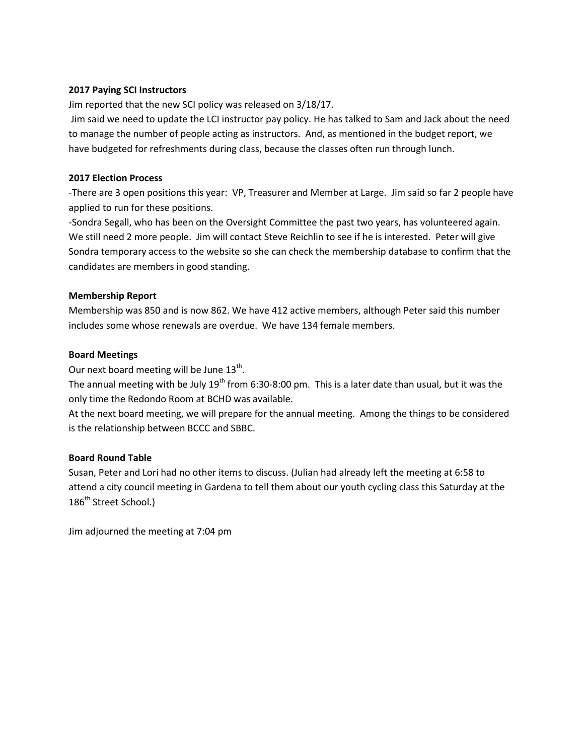**2017 Paying SCI Instructors**

Jim reported that the new SCI policy was released on 3/18/17.

Jim said we need to update the LCI instructor pay policy. He has talked to Sam and Jack about the need to manage the number of people acting as instructors. And, as mentioned in the budget report, we have budgeted for refreshments during class, because the classes often run through lunch.

**2017 Election Process**

-There are 3 open positions this year: VP, Treasurer and Member at Large. Jim said so far 2 people have applied to run for these positions.

-Sondra Segall, who has been on the Oversight Committee the past two years, has volunteered again. We still need 2 more people. Jim will contact Steve Reichlin to see if he is interested. Peter will give Sondra temporary access to the website so she can check the membership database to confirm that the candidates are members in good standing.

**Membership Report**

Membership was 850 and is now 862. We have 412 active members, although Peter said this number includes some whose renewals are overdue. We have 134 female members.

**Board Meetings**

Our next board meeting will be June 13th.

The annual meeting with be July 19th from 6:30-8:00 pm. This is a later date than usual, but it was the only time the Redondo Room at BCHD was available.

At the next board meeting, we will prepare for the annual meeting. Among the things to be considered is the relationship between BCCC and SBBC.

**Board Round Table**

Susan, Peter and Lori had no other items to discuss. (Julian had already left the meeting at 6:58 to attend a city council meeting in Gardena to tell them about our youth cycling class this Saturday at the 186th Street School.)

Jim adjourned the meeting at 7:04 pm